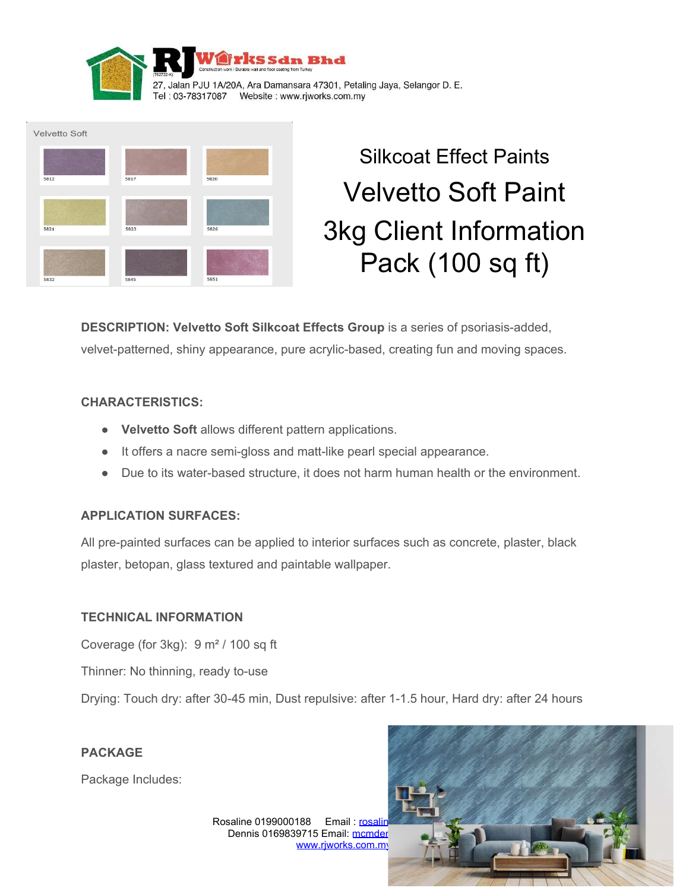RJWorks Sdn Bhd
(762722-K)
Construction work / Durable wall and floor coating from Turkey
27, Jalan PJU 1A/20A, Ara Damansara 47301, Petaling Jaya, Selangor D. E.
Tel : 03-78317087 Website : www.rjworks.com.my

Velvetto Soft

5812 5817 5820
5821 5823 5826
5832 5845 5851

# Silkcoat Effect Paints

# Velvetto Soft Paint 3kg Client Information Pack (100 sq ft)

**DESCRIPTION: Velvetto Soft Silkcoat Effects Group** is a series of psoriasis-added, velvet-patterned, shiny appearance, pure acrylic-based, creating fun and moving spaces.

**CHARACTERISTICS:**

- **Velvetto Soft** allows different pattern applications.
- It offers a nacre semi-gloss and matt-like pearl special appearance.
- Due to its water-based structure, it does not harm human health or the environment.

**APPLICATION SURFACES:**

All pre-painted surfaces can be applied to interior surfaces such as concrete, plaster, black plaster, betopan, glass textured and paintable wallpaper.

**TECHNICAL INFORMATION**

Coverage (for 3kg): 9 m² / 100 sq ft

Thinner: No thinning, ready to-use

Drying: Touch dry: after 30-45 min, Dust repulsive: after 1-1.5 hour, Hard dry: after 24 hours

**PACKAGE**

Package Includes:

Rosaline 0199000188 Email : rosalin
Dennis 0169839715 Email: mcmder
www.rjworks.com.my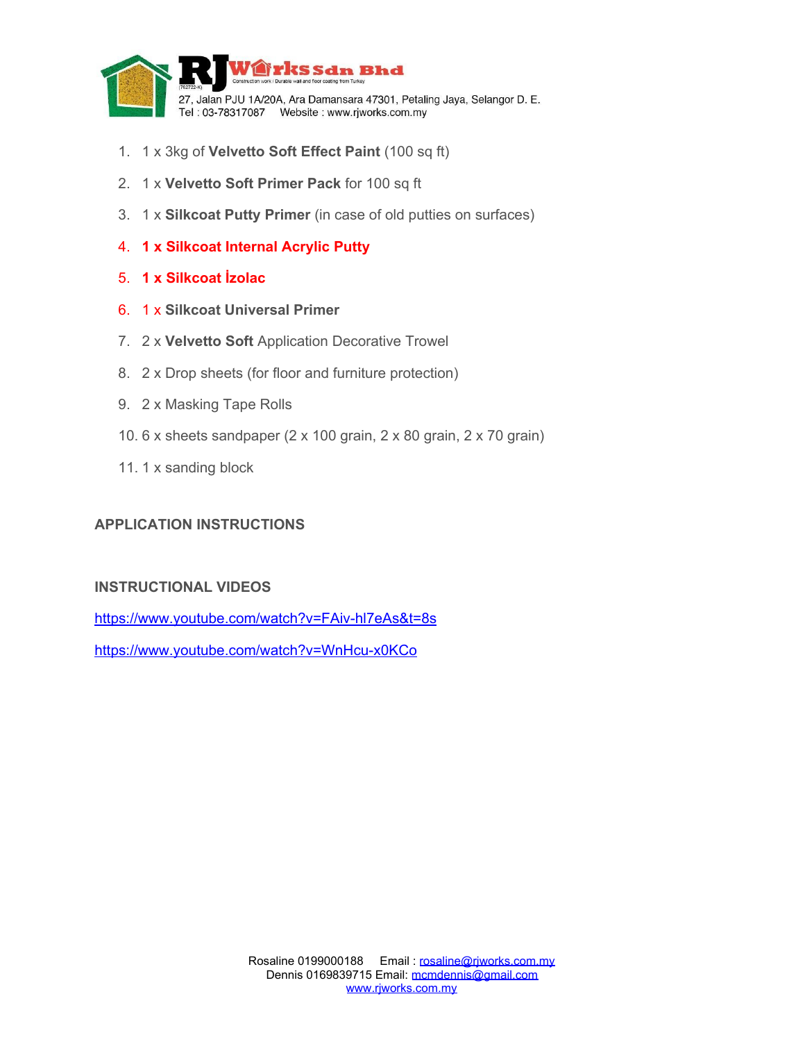1. 1 x 3kg of **Velvetto Soft Effect Paint** (100 sq ft)
2. 1 x **Velvetto Soft Primer Pack** for 100 sq ft
3. 1 x **Silkcoat Putty Primer** (in case of old putties on surfaces)
4. **1 x Silkcoat Internal Acrylic Putty**
5. **1 x Silkcoat İzolac**
6. 1 x **Silkcoat Universal Primer**
7. 2 x **Velvetto Soft** Application Decorative Trowel
8. 2 x Drop sheets (for floor and furniture protection)
9. 2 x Masking Tape Rolls
10. 6 x sheets sandpaper (2 x 100 grain, 2 x 80 grain, 2 x 70 grain)
11. 1 x sanding block

## APPLICATION INSTRUCTIONS

## INSTRUCTIONAL VIDEOS

https://www.youtube.com/watch?v=FAiv-hl7eAs&t=8s

https://www.youtube.com/watch?v=WnHcu-x0KCo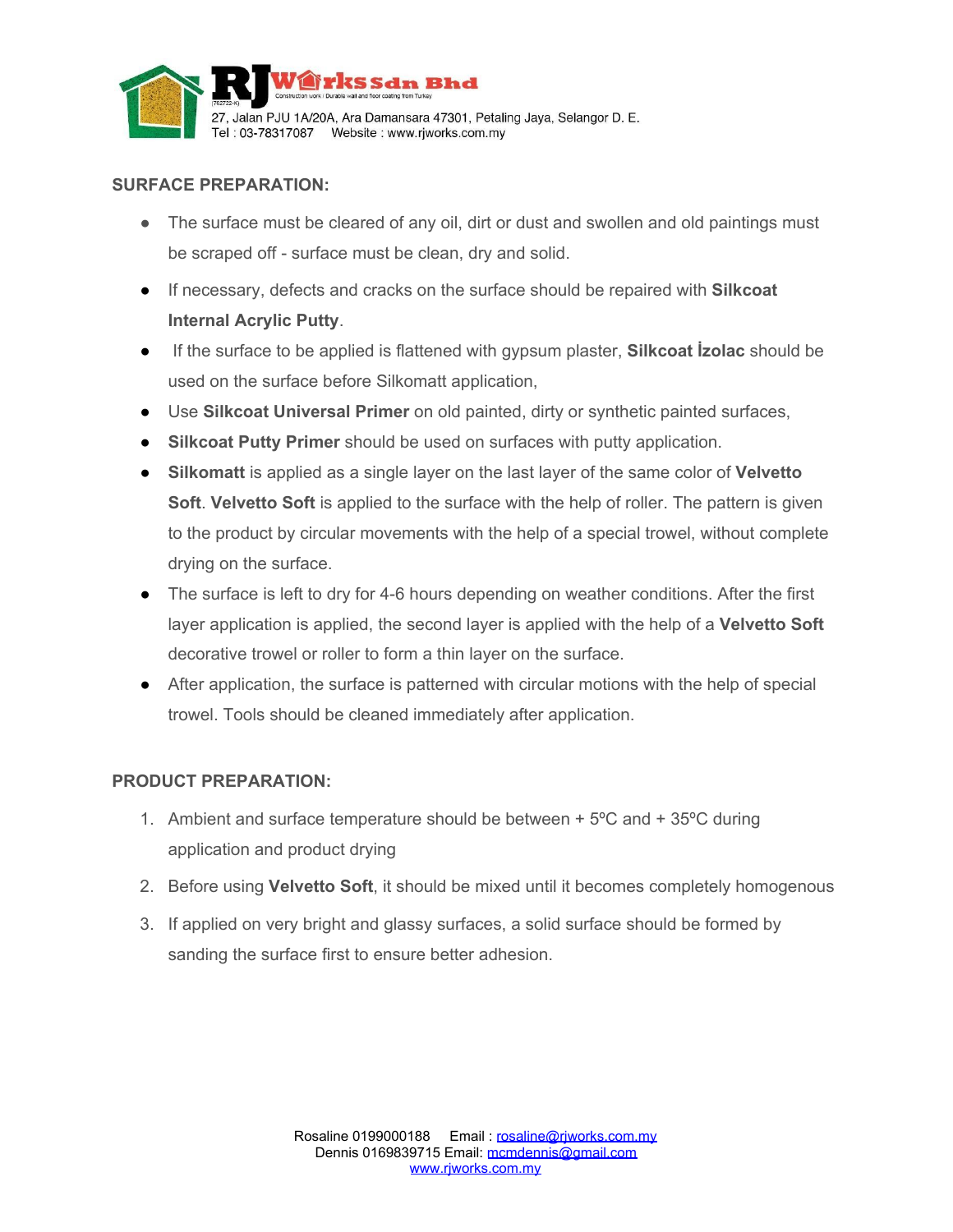## SURFACE PREPARATION:

- The surface must be cleared of any oil, dirt or dust and swollen and old paintings must be scraped off - surface must be clean, dry and solid.
- If necessary, defects and cracks on the surface should be repaired with **Silkcoat Internal Acrylic Putty**.
- If the surface to be applied is flattened with gypsum plaster, **Silkcoat İzolac** should be used on the surface before Silkomatt application,
- Use **Silkcoat Universal Primer** on old painted, dirty or synthetic painted surfaces,
- **Silkcoat Putty Primer** should be used on surfaces with putty application.
- **Silkomatt** is applied as a single layer on the last layer of the same color of **Velvetto Soft**. **Velvetto Soft** is applied to the surface with the help of roller. The pattern is given to the product by circular movements with the help of a special trowel, without complete drying on the surface.
- The surface is left to dry for 4-6 hours depending on weather conditions. After the first layer application is applied, the second layer is applied with the help of a **Velvetto Soft** decorative trowel or roller to form a thin layer on the surface.
- After application, the surface is patterned with circular motions with the help of special trowel. Tools should be cleaned immediately after application.

## PRODUCT PREPARATION:

1. Ambient and surface temperature should be between + 5ºC and + 35ºC during application and product drying
2. Before using **Velvetto Soft**, it should be mixed until it becomes completely homogenous
3. If applied on very bright and glassy surfaces, a solid surface should be formed by sanding the surface first to ensure better adhesion.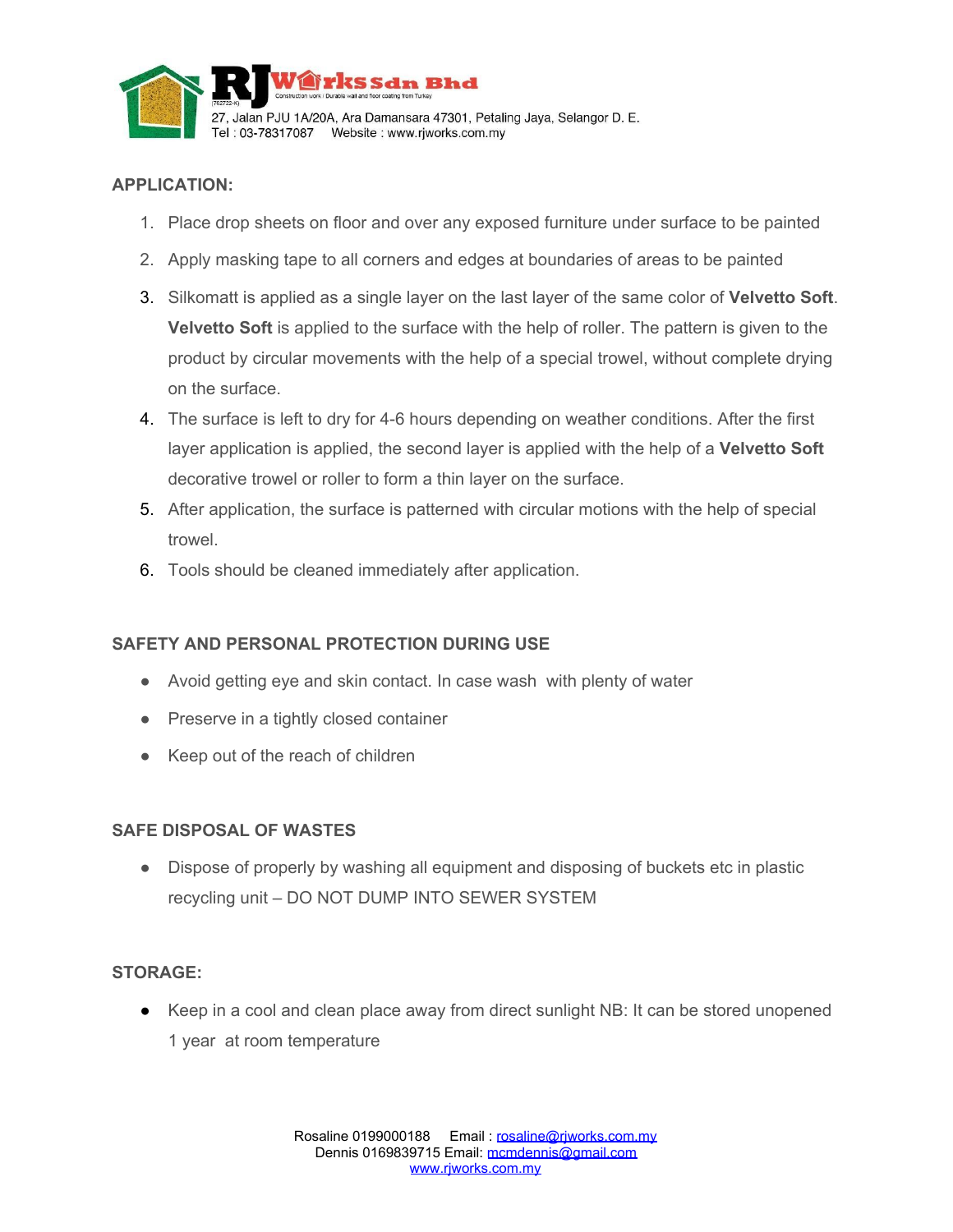## APPLICATION:

1. Place drop sheets on floor and over any exposed furniture under surface to be painted
2. Apply masking tape to all corners and edges at boundaries of areas to be painted
3. Silkomatt is applied as a single layer on the last layer of the same color of **Velvetto Soft**. **Velvetto Soft** is applied to the surface with the help of roller. The pattern is given to the product by circular movements with the help of a special trowel, without complete drying on the surface.
4. The surface is left to dry for 4-6 hours depending on weather conditions. After the first layer application is applied, the second layer is applied with the help of a **Velvetto Soft** decorative trowel or roller to form a thin layer on the surface.
5. After application, the surface is patterned with circular motions with the help of special trowel.
6. Tools should be cleaned immediately after application.

## SAFETY AND PERSONAL PROTECTION DURING USE

- Avoid getting eye and skin contact. In case wash with plenty of water
- Preserve in a tightly closed container
- Keep out of the reach of children

## SAFE DISPOSAL OF WASTES

- Dispose of properly by washing all equipment and disposing of buckets etc in plastic recycling unit – DO NOT DUMP INTO SEWER SYSTEM

## STORAGE:

- Keep in a cool and clean place away from direct sunlight NB: It can be stored unopened 1 year at room temperature